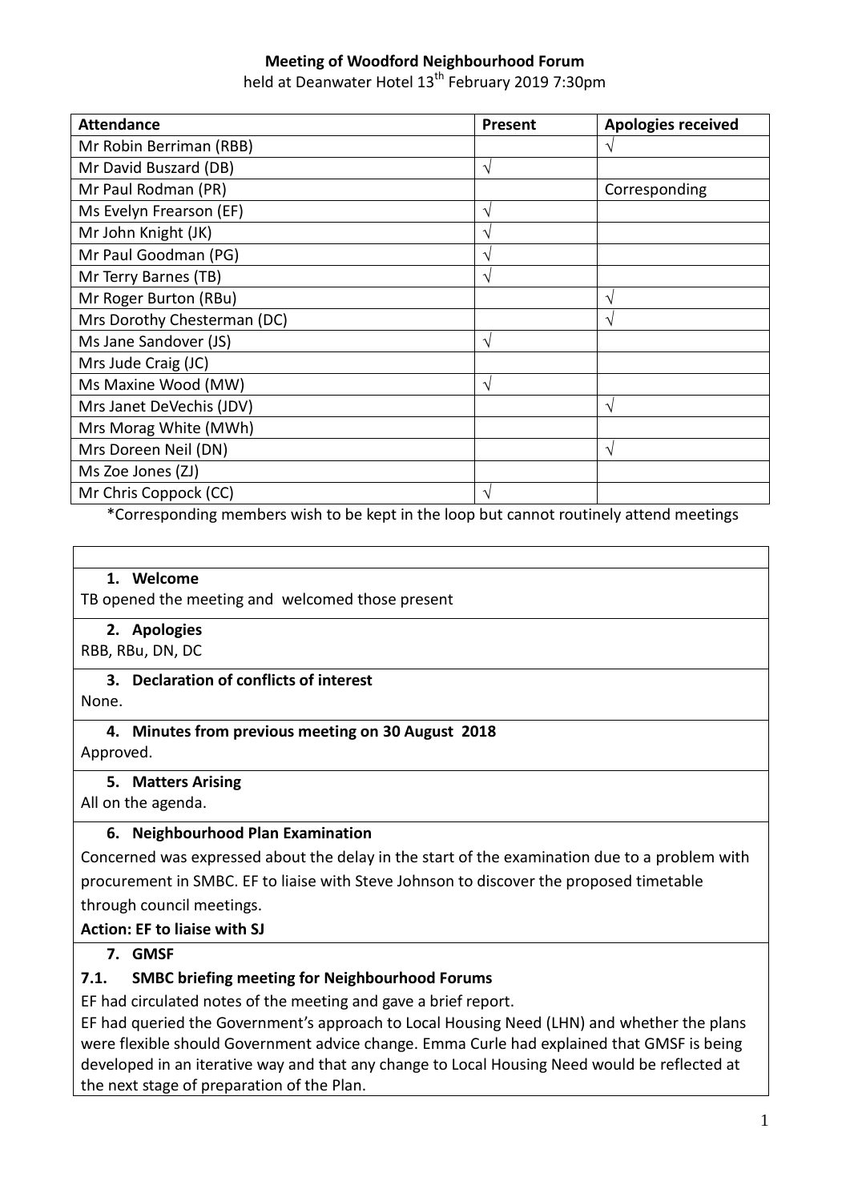**Meeting of Woodford Neighbourhood Forum**

held at Deanwater Hotel 13th February 2019 7:30pm

| Attendance | Present | Apologies received |
|---|---|---|
| Mr Robin Berriman (RBB) | | √ |
| Mr David Buszard (DB) | √ | |
| Mr Paul Rodman (PR) | | Corresponding |
| Ms Evelyn Frearson (EF) | √ | |
| Mr John Knight (JK) | √ | |
| Mr Paul Goodman (PG) | √ | |
| Mr Terry Barnes (TB) | √ | |
| Mr Roger Burton (RBu) | | √ |
| Mrs Dorothy Chesterman (DC) | | √ |
| Ms Jane Sandover (JS) | √ | |
| Mrs Jude Craig (JC) | | |
| Ms Maxine Wood (MW) | √ | |
| Mrs Janet DeVechis (JDV) | | √ |
| Mrs Morag White (MWh) | | |
| Mrs Doreen Neil (DN) | | √ |
| Ms Zoe Jones (ZJ) | | |
| Mr Chris Coppock (CC) | √ | |

*Corresponding members wish to be kept in the loop but cannot routinely attend meetings

**1. Welcome**

TB opened the meeting and welcomed those present

**2. Apologies**

RBB, RBu, DN, DC

**3. Declaration of conflicts of interest**

None.

**4. Minutes from previous meeting on 30 August 2018**

Approved.

**5. Matters Arising**

All on the agenda.

**6. Neighbourhood Plan Examination**

Concerned was expressed about the delay in the start of the examination due to a problem with procurement in SMBC. EF to liaise with Steve Johnson to discover the proposed timetable through council meetings.

**Action: EF to liaise with SJ**

**7. GMSF**

**7.1. SMBC briefing meeting for Neighbourhood Forums**

EF had circulated notes of the meeting and gave a brief report.

EF had queried the Government's approach to Local Housing Need (LHN) and whether the plans were flexible should Government advice change. Emma Curle had explained that GMSF is being developed in an iterative way and that any change to Local Housing Need would be reflected at the next stage of preparation of the Plan.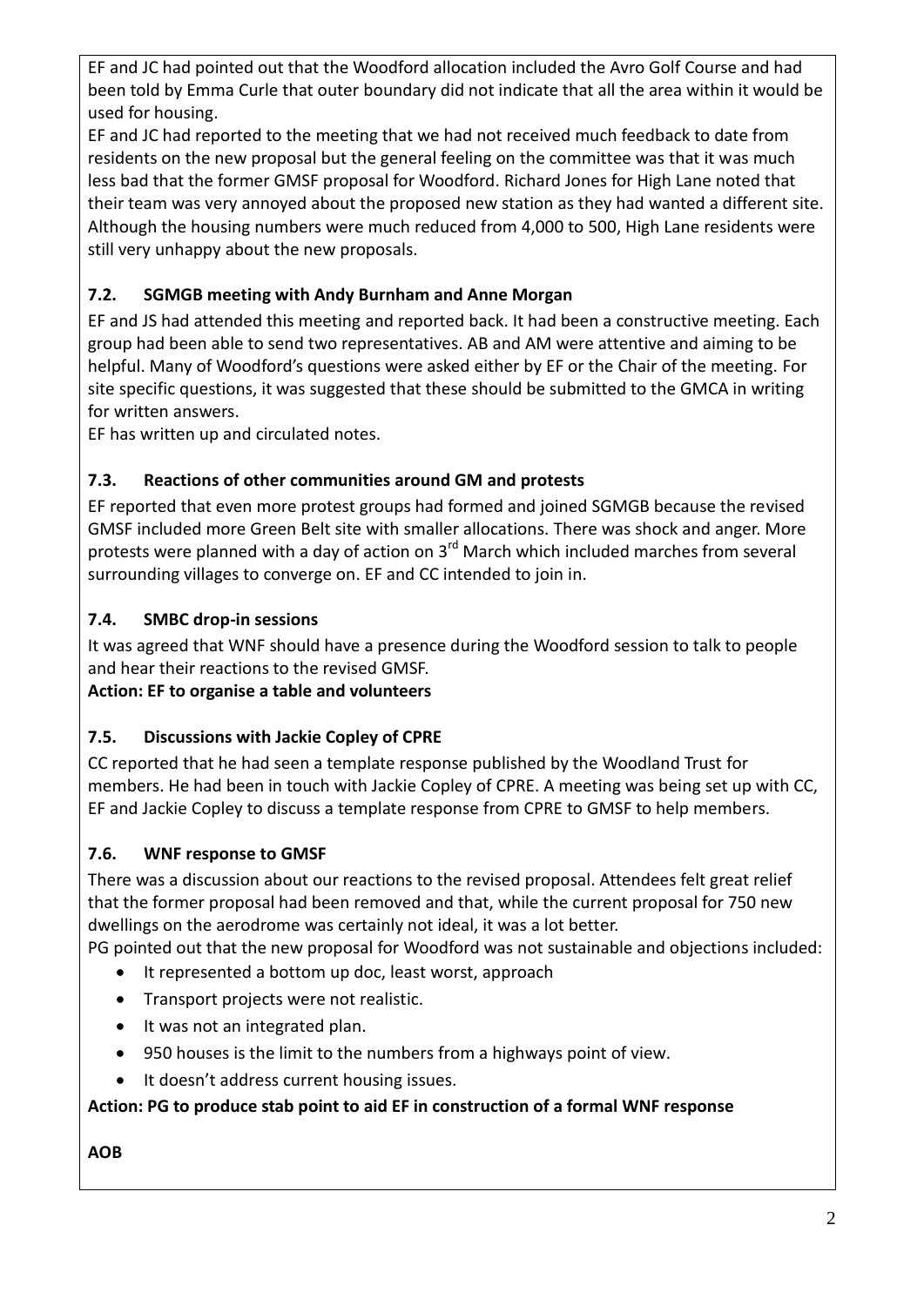EF and JC had pointed out that the Woodford allocation included the Avro Golf Course and had been told by Emma Curle that outer boundary did not indicate that all the area within it would be used for housing.

EF and JC had reported to the meeting that we had not received much feedback to date from residents on the new proposal but the general feeling on the committee was that it was much less bad that the former GMSF proposal for Woodford. Richard Jones for High Lane noted that their team was very annoyed about the proposed new station as they had wanted a different site. Although the housing numbers were much reduced from 4,000 to 500, High Lane residents were still very unhappy about the new proposals.

### 7.2. SGMGB meeting with Andy Burnham and Anne Morgan

EF and JS had attended this meeting and reported back. It had been a constructive meeting. Each group had been able to send two representatives. AB and AM were attentive and aiming to be helpful. Many of Woodford's questions were asked either by EF or the Chair of the meeting. For site specific questions, it was suggested that these should be submitted to the GMCA in writing for written answers.

EF has written up and circulated notes.

### 7.3. Reactions of other communities around GM and protests

EF reported that even more protest groups had formed and joined SGMGB because the revised GMSF included more Green Belt site with smaller allocations. There was shock and anger. More protests were planned with a day of action on 3rd March which included marches from several surrounding villages to converge on. EF and CC intended to join in.

### 7.4. SMBC drop-in sessions

It was agreed that WNF should have a presence during the Woodford session to talk to people and hear their reactions to the revised GMSF.

**Action: EF to organise a table and volunteers**

### 7.5. Discussions with Jackie Copley of CPRE

CC reported that he had seen a template response published by the Woodland Trust for members. He had been in touch with Jackie Copley of CPRE. A meeting was being set up with CC, EF and Jackie Copley to discuss a template response from CPRE to GMSF to help members.

### 7.6. WNF response to GMSF

There was a discussion about our reactions to the revised proposal. Attendees felt great relief that the former proposal had been removed and that, while the current proposal for 750 new dwellings on the aerodrome was certainly not ideal, it was a lot better.

PG pointed out that the new proposal for Woodford was not sustainable and objections included:

- It represented a bottom up doc, least worst, approach
- Transport projects were not realistic.
- It was not an integrated plan.
- 950 houses is the limit to the numbers from a highways point of view.
- It doesn't address current housing issues.

**Action: PG to produce stab point to aid EF in construction of a formal WNF response**

**AOB**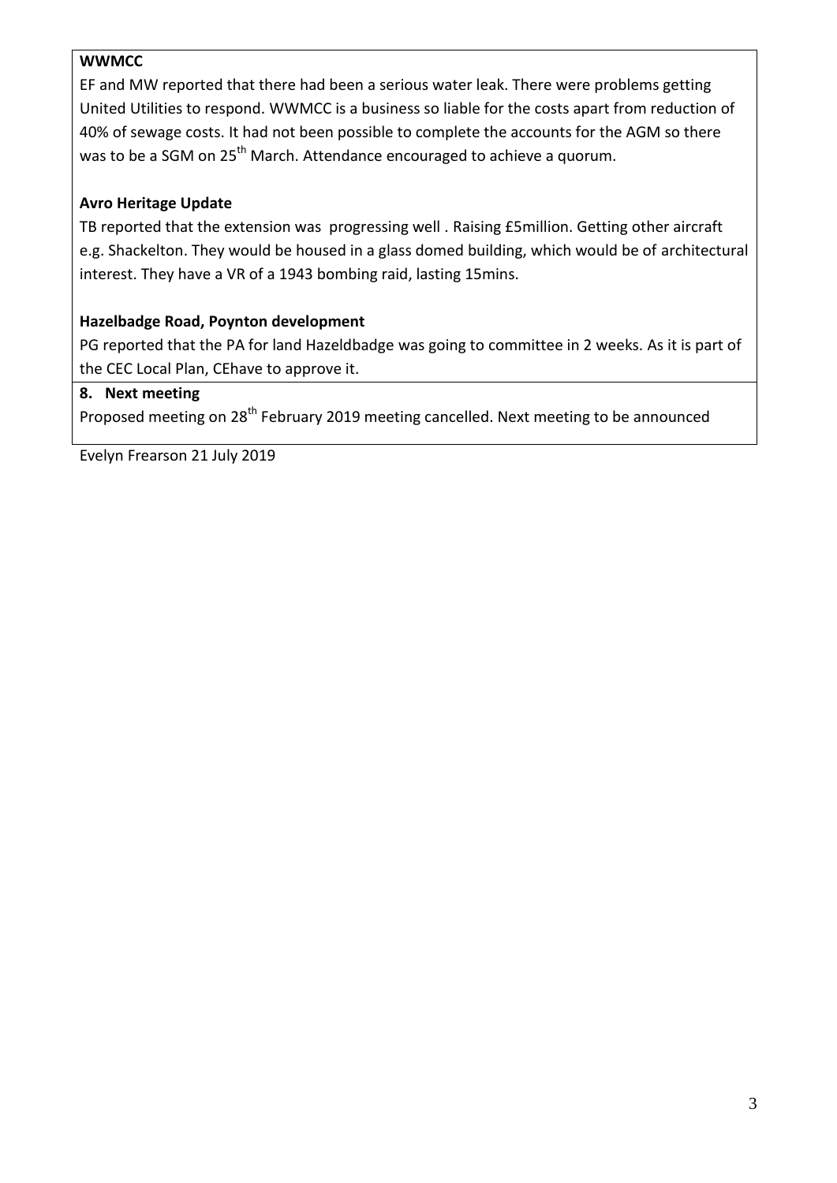**WWMCC**

EF and MW reported that there had been a serious water leak. There were problems getting United Utilities to respond. WWMCC is a business so liable for the costs apart from reduction of 40% of sewage costs. It had not been possible to complete the accounts for the AGM so there was to be a SGM on 25th March. Attendance encouraged to achieve a quorum.

**Avro Heritage Update**

TB reported that the extension was progressing well . Raising £5million. Getting other aircraft e.g. Shackelton. They would be housed in a glass domed building, which would be of architectural interest. They have a VR of a 1943 bombing raid, lasting 15mins.

**Hazelbadge Road, Poynton development**

PG reported that the PA for land Hazeldbadge was going to committee in 2 weeks. As it is part of the CEC Local Plan, CEhave to approve it.

**8. Next meeting**

Proposed meeting on 28th February 2019 meeting cancelled. Next meeting to be announced

Evelyn Frearson 21 July 2019